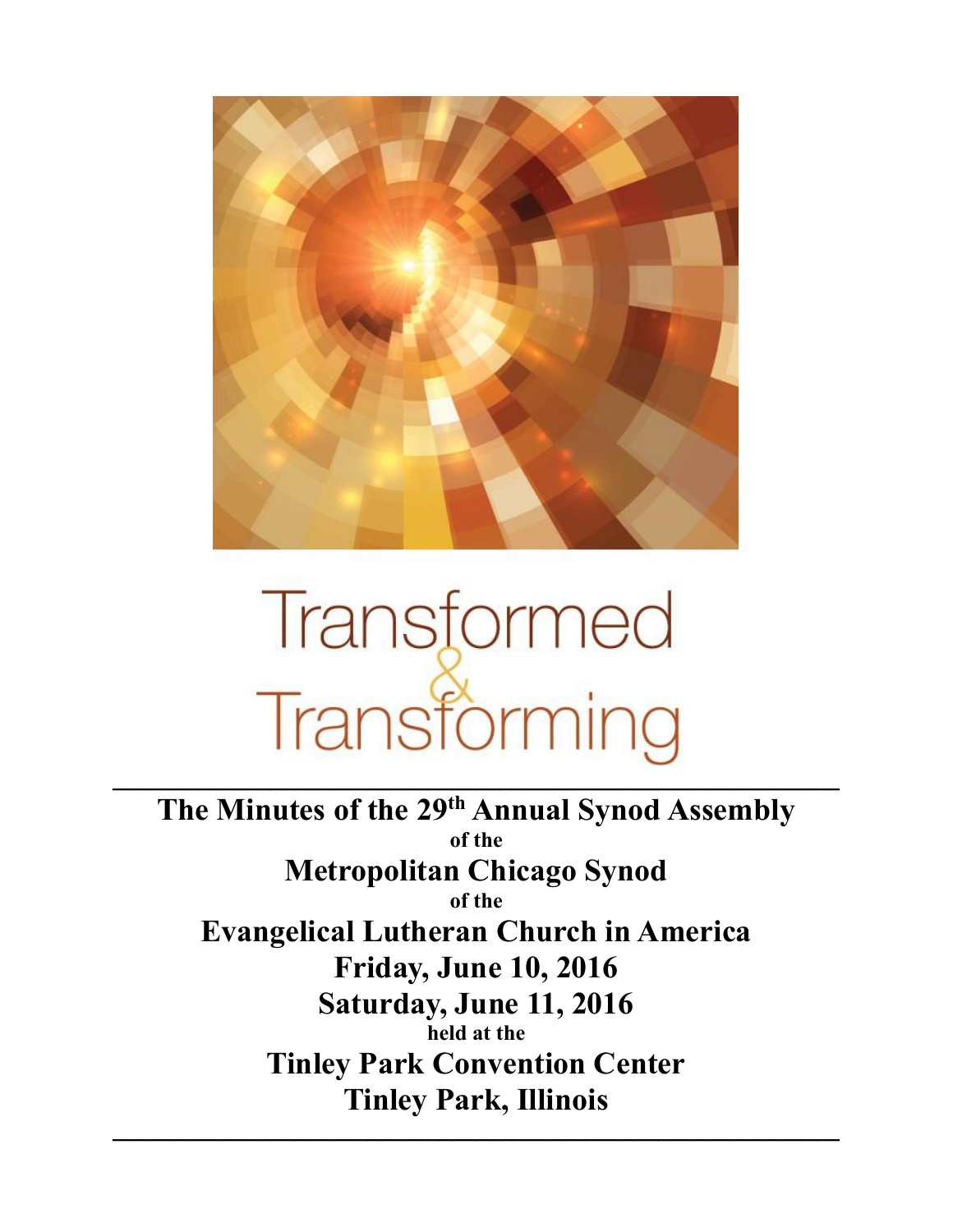# Transformed & Transforming

---

**The Minutes of the 29th Annual Synod Assembly**

**of the**

**Metropolitan Chicago Synod**

**of the**

**Evangelical Lutheran Church in America**

**Friday, June 10, 2016**

**Saturday, June 11, 2016**

**held at the**

**Tinley Park Convention Center**

**Tinley Park, Illinois**

---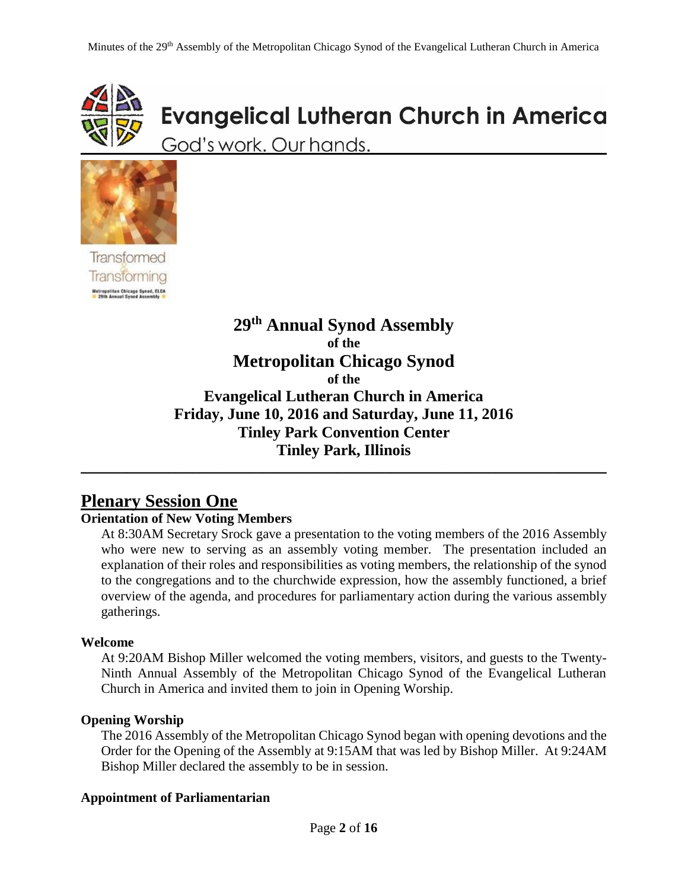# Evangelical Lutheran Church in America

God's work. Our hands.

Transformed & Transforming

Metropolitan Chicago Synod, ELCA 29th Annual Synod Assembly

**29th Annual Synod Assembly**
**of the**
**Metropolitan Chicago Synod**
**of the**
**Evangelical Lutheran Church in America**
**Friday, June 10, 2016 and Saturday, June 11, 2016**
**Tinley Park Convention Center**
**Tinley Park, Illinois**

---

## Plenary Session One

### Orientation of New Voting Members

At 8:30AM Secretary Srock gave a presentation to the voting members of the 2016 Assembly who were new to serving as an assembly voting member. The presentation included an explanation of their roles and responsibilities as voting members, the relationship of the synod to the congregations and to the churchwide expression, how the assembly functioned, a brief overview of the agenda, and procedures for parliamentary action during the various assembly gatherings.

### Welcome

At 9:20AM Bishop Miller welcomed the voting members, visitors, and guests to the Twenty-Ninth Annual Assembly of the Metropolitan Chicago Synod of the Evangelical Lutheran Church in America and invited them to join in Opening Worship.

### Opening Worship

The 2016 Assembly of the Metropolitan Chicago Synod began with opening devotions and the Order for the Opening of the Assembly at 9:15AM that was led by Bishop Miller. At 9:24AM Bishop Miller declared the assembly to be in session.

### Appointment of Parliamentarian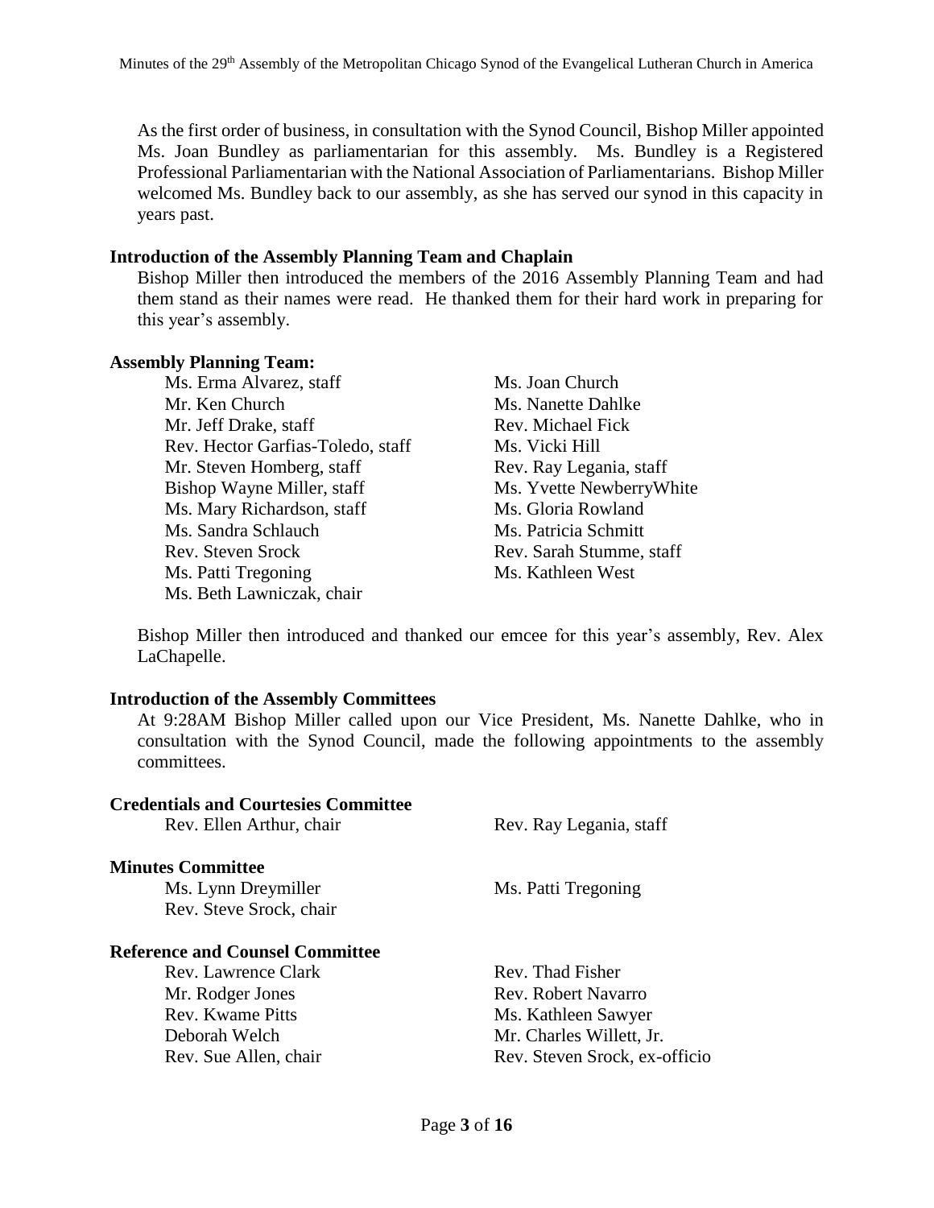As the first order of business, in consultation with the Synod Council, Bishop Miller appointed Ms. Joan Bundley as parliamentarian for this assembly. Ms. Bundley is a Registered Professional Parliamentarian with the National Association of Parliamentarians. Bishop Miller welcomed Ms. Bundley back to our assembly, as she has served our synod in this capacity in years past.

**Introduction of the Assembly Planning Team and Chaplain**

Bishop Miller then introduced the members of the 2016 Assembly Planning Team and had them stand as their names were read. He thanked them for their hard work in preparing for this year's assembly.

**Assembly Planning Team:**

- Ms. Erma Alvarez, staff
- Mr. Ken Church
- Mr. Jeff Drake, staff
- Rev. Hector Garfias-Toledo, staff
- Mr. Steven Homberg, staff
- Bishop Wayne Miller, staff
- Ms. Mary Richardson, staff
- Ms. Sandra Schlauch
- Rev. Steven Srock
- Ms. Patti Tregoning
- Ms. Beth Lawniczak, chair
- Ms. Joan Church
- Ms. Nanette Dahlke
- Rev. Michael Fick
- Ms. Vicki Hill
- Rev. Ray Legania, staff
- Ms. Yvette NewberryWhite
- Ms. Gloria Rowland
- Ms. Patricia Schmitt
- Rev. Sarah Stumme, staff
- Ms. Kathleen West

Bishop Miller then introduced and thanked our emcee for this year's assembly, Rev. Alex LaChapelle.

**Introduction of the Assembly Committees**

At 9:28AM Bishop Miller called upon our Vice President, Ms. Nanette Dahlke, who in consultation with the Synod Council, made the following appointments to the assembly committees.

**Credentials and Courtesies Committee**

- Rev. Ellen Arthur, chair
- Rev. Ray Legania, staff

**Minutes Committee**

- Ms. Lynn Dreymiller
- Rev. Steve Srock, chair
- Ms. Patti Tregoning

**Reference and Counsel Committee**

- Rev. Lawrence Clark
- Mr. Rodger Jones
- Rev. Kwame Pitts
- Deborah Welch
- Rev. Sue Allen, chair
- Rev. Thad Fisher
- Rev. Robert Navarro
- Ms. Kathleen Sawyer
- Mr. Charles Willett, Jr.
- Rev. Steven Srock, ex-officio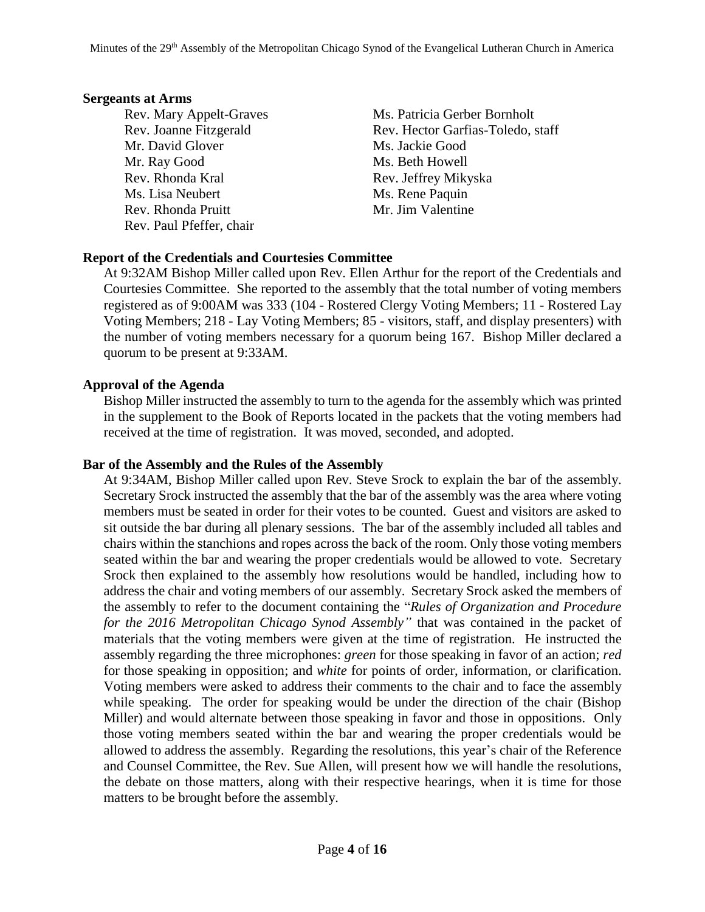## Sergeants at Arms

- Rev. Mary Appelt-Graves
- Rev. Joanne Fitzgerald
- Mr. David Glover
- Mr. Ray Good
- Rev. Rhonda Kral
- Ms. Lisa Neubert
- Rev. Rhonda Pruitt
- Rev. Paul Pfeffer, chair
- Ms. Patricia Gerber Bornholt
- Rev. Hector Garfias-Toledo, staff
- Ms. Jackie Good
- Ms. Beth Howell
- Rev. Jeffrey Mikyska
- Ms. Rene Paquin
- Mr. Jim Valentine

## Report of the Credentials and Courtesies Committee

At 9:32AM Bishop Miller called upon Rev. Ellen Arthur for the report of the Credentials and Courtesies Committee. She reported to the assembly that the total number of voting members registered as of 9:00AM was 333 (104 - Rostered Clergy Voting Members; 11 - Rostered Lay Voting Members; 218 - Lay Voting Members; 85 - visitors, staff, and display presenters) with the number of voting members necessary for a quorum being 167. Bishop Miller declared a quorum to be present at 9:33AM.

## Approval of the Agenda

Bishop Miller instructed the assembly to turn to the agenda for the assembly which was printed in the supplement to the Book of Reports located in the packets that the voting members had received at the time of registration. It was moved, seconded, and adopted.

## Bar of the Assembly and the Rules of the Assembly

At 9:34AM, Bishop Miller called upon Rev. Steve Srock to explain the bar of the assembly. Secretary Srock instructed the assembly that the bar of the assembly was the area where voting members must be seated in order for their votes to be counted. Guest and visitors are asked to sit outside the bar during all plenary sessions. The bar of the assembly included all tables and chairs within the stanchions and ropes across the back of the room. Only those voting members seated within the bar and wearing the proper credentials would be allowed to vote. Secretary Srock then explained to the assembly how resolutions would be handled, including how to address the chair and voting members of our assembly. Secretary Srock asked the members of the assembly to refer to the document containing the "*Rules of Organization and Procedure for the 2016 Metropolitan Chicago Synod Assembly"* that was contained in the packet of materials that the voting members were given at the time of registration. He instructed the assembly regarding the three microphones: *green* for those speaking in favor of an action; *red* for those speaking in opposition; and *white* for points of order, information, or clarification. Voting members were asked to address their comments to the chair and to face the assembly while speaking. The order for speaking would be under the direction of the chair (Bishop Miller) and would alternate between those speaking in favor and those in oppositions. Only those voting members seated within the bar and wearing the proper credentials would be allowed to address the assembly. Regarding the resolutions, this year's chair of the Reference and Counsel Committee, the Rev. Sue Allen, will present how we will handle the resolutions, the debate on those matters, along with their respective hearings, when it is time for those matters to be brought before the assembly.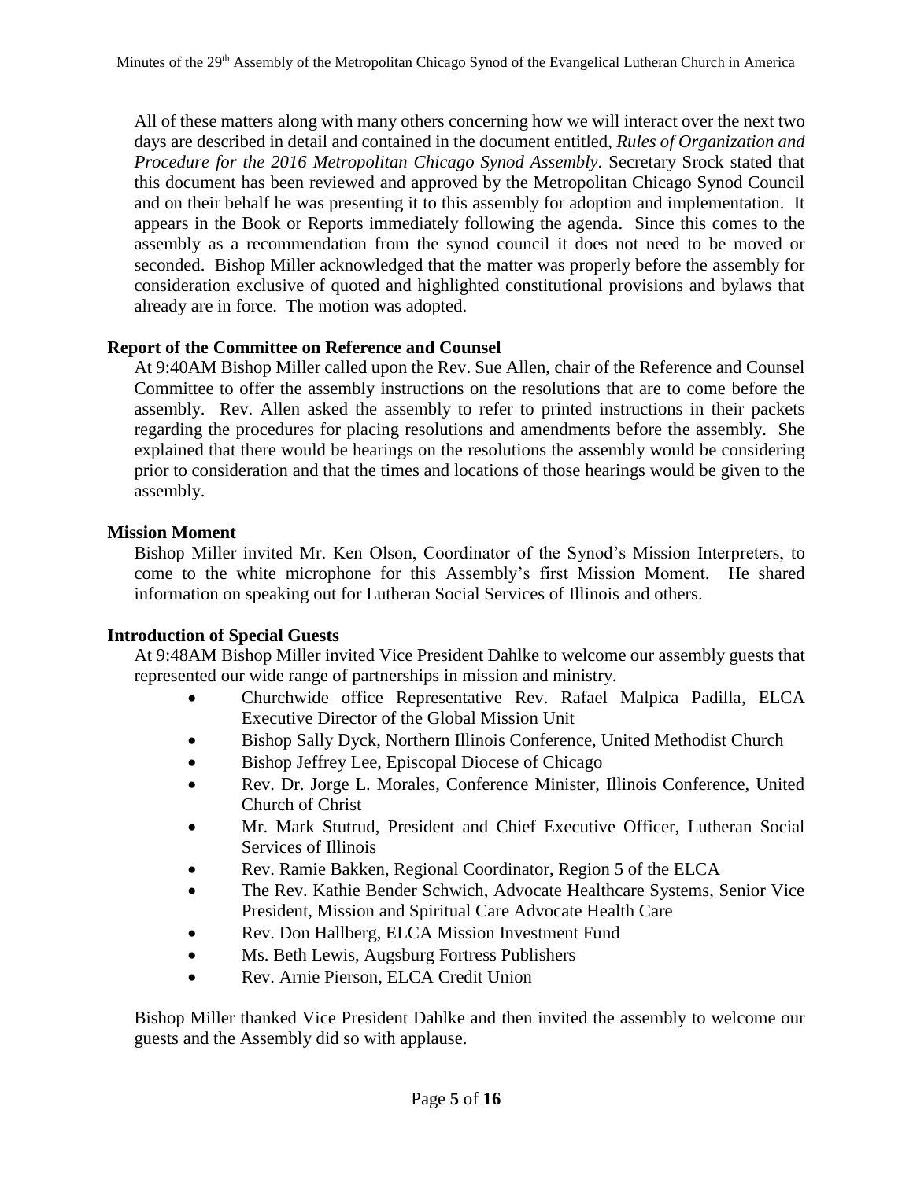All of these matters along with many others concerning how we will interact over the next two days are described in detail and contained in the document entitled, *Rules of Organization and Procedure for the 2016 Metropolitan Chicago Synod Assembly*. Secretary Srock stated that this document has been reviewed and approved by the Metropolitan Chicago Synod Council and on their behalf he was presenting it to this assembly for adoption and implementation. It appears in the Book or Reports immediately following the agenda. Since this comes to the assembly as a recommendation from the synod council it does not need to be moved or seconded. Bishop Miller acknowledged that the matter was properly before the assembly for consideration exclusive of quoted and highlighted constitutional provisions and bylaws that already are in force. The motion was adopted.

**Report of the Committee on Reference and Counsel**

At 9:40AM Bishop Miller called upon the Rev. Sue Allen, chair of the Reference and Counsel Committee to offer the assembly instructions on the resolutions that are to come before the assembly. Rev. Allen asked the assembly to refer to printed instructions in their packets regarding the procedures for placing resolutions and amendments before the assembly. She explained that there would be hearings on the resolutions the assembly would be considering prior to consideration and that the times and locations of those hearings would be given to the assembly.

**Mission Moment**

Bishop Miller invited Mr. Ken Olson, Coordinator of the Synod's Mission Interpreters, to come to the white microphone for this Assembly's first Mission Moment. He shared information on speaking out for Lutheran Social Services of Illinois and others.

**Introduction of Special Guests**

At 9:48AM Bishop Miller invited Vice President Dahlke to welcome our assembly guests that represented our wide range of partnerships in mission and ministry.

- Churchwide office Representative Rev. Rafael Malpica Padilla, ELCA Executive Director of the Global Mission Unit
- Bishop Sally Dyck, Northern Illinois Conference, United Methodist Church
- Bishop Jeffrey Lee, Episcopal Diocese of Chicago
- Rev. Dr. Jorge L. Morales, Conference Minister, Illinois Conference, United Church of Christ
- Mr. Mark Stutrud, President and Chief Executive Officer, Lutheran Social Services of Illinois
- Rev. Ramie Bakken, Regional Coordinator, Region 5 of the ELCA
- The Rev. Kathie Bender Schwich, Advocate Healthcare Systems, Senior Vice President, Mission and Spiritual Care Advocate Health Care
- Rev. Don Hallberg, ELCA Mission Investment Fund
- Ms. Beth Lewis, Augsburg Fortress Publishers
- Rev. Arnie Pierson, ELCA Credit Union

Bishop Miller thanked Vice President Dahlke and then invited the assembly to welcome our guests and the Assembly did so with applause.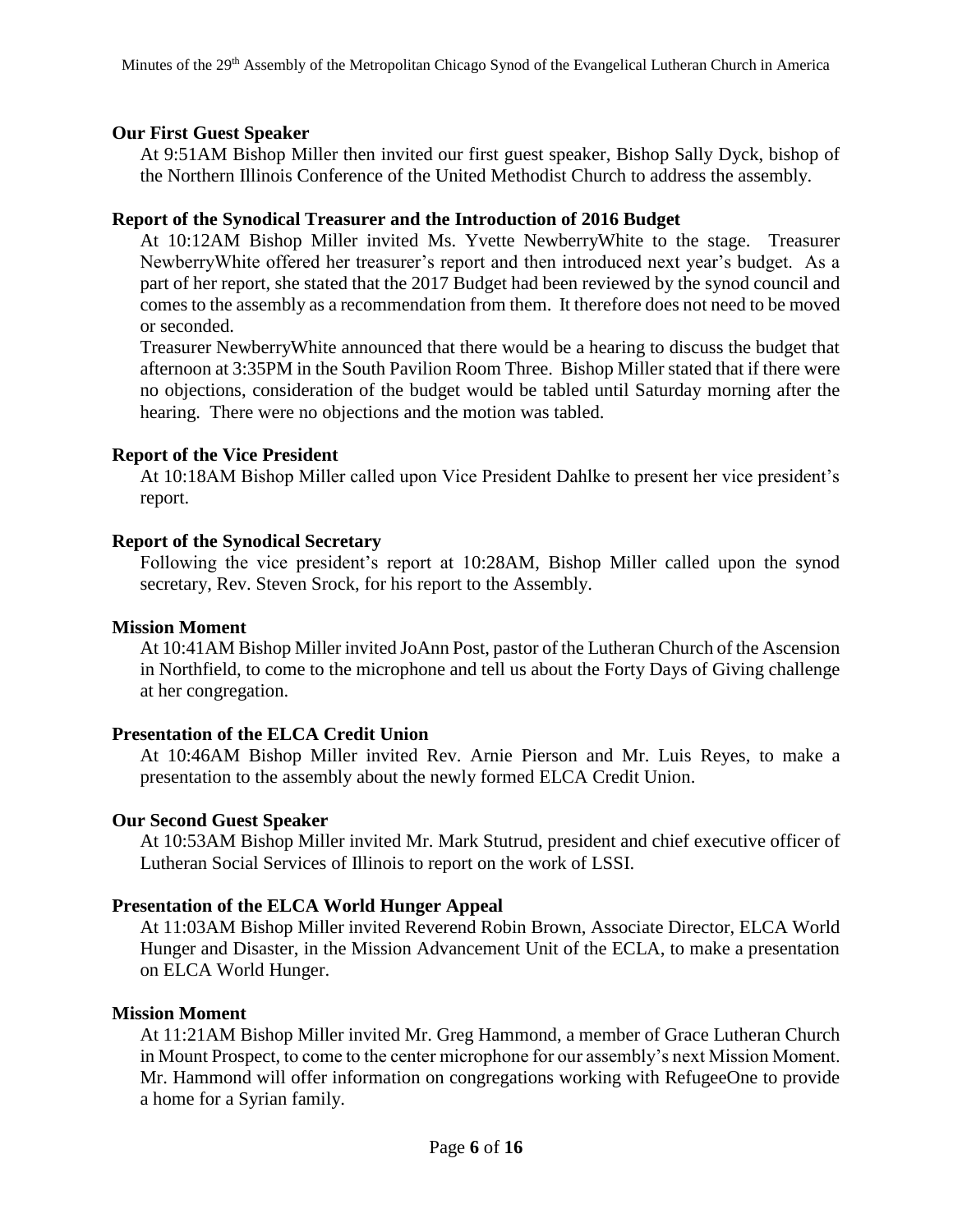### Our First Guest Speaker

At 9:51AM Bishop Miller then invited our first guest speaker, Bishop Sally Dyck, bishop of the Northern Illinois Conference of the United Methodist Church to address the assembly.

### Report of the Synodical Treasurer and the Introduction of 2016 Budget

At 10:12AM Bishop Miller invited Ms. Yvette NewberryWhite to the stage. Treasurer NewberryWhite offered her treasurer's report and then introduced next year's budget. As a part of her report, she stated that the 2017 Budget had been reviewed by the synod council and comes to the assembly as a recommendation from them. It therefore does not need to be moved or seconded.

Treasurer NewberryWhite announced that there would be a hearing to discuss the budget that afternoon at 3:35PM in the South Pavilion Room Three. Bishop Miller stated that if there were no objections, consideration of the budget would be tabled until Saturday morning after the hearing. There were no objections and the motion was tabled.

### Report of the Vice President

At 10:18AM Bishop Miller called upon Vice President Dahlke to present her vice president's report.

### Report of the Synodical Secretary

Following the vice president's report at 10:28AM, Bishop Miller called upon the synod secretary, Rev. Steven Srock, for his report to the Assembly.

### Mission Moment

At 10:41AM Bishop Miller invited JoAnn Post, pastor of the Lutheran Church of the Ascension in Northfield, to come to the microphone and tell us about the Forty Days of Giving challenge at her congregation.

### Presentation of the ELCA Credit Union

At 10:46AM Bishop Miller invited Rev. Arnie Pierson and Mr. Luis Reyes, to make a presentation to the assembly about the newly formed ELCA Credit Union.

### Our Second Guest Speaker

At 10:53AM Bishop Miller invited Mr. Mark Stutrud, president and chief executive officer of Lutheran Social Services of Illinois to report on the work of LSSI.

### Presentation of the ELCA World Hunger Appeal

At 11:03AM Bishop Miller invited Reverend Robin Brown, Associate Director, ELCA World Hunger and Disaster, in the Mission Advancement Unit of the ECLA, to make a presentation on ELCA World Hunger.

### Mission Moment

At 11:21AM Bishop Miller invited Mr. Greg Hammond, a member of Grace Lutheran Church in Mount Prospect, to come to the center microphone for our assembly's next Mission Moment. Mr. Hammond will offer information on congregations working with RefugeeOne to provide a home for a Syrian family.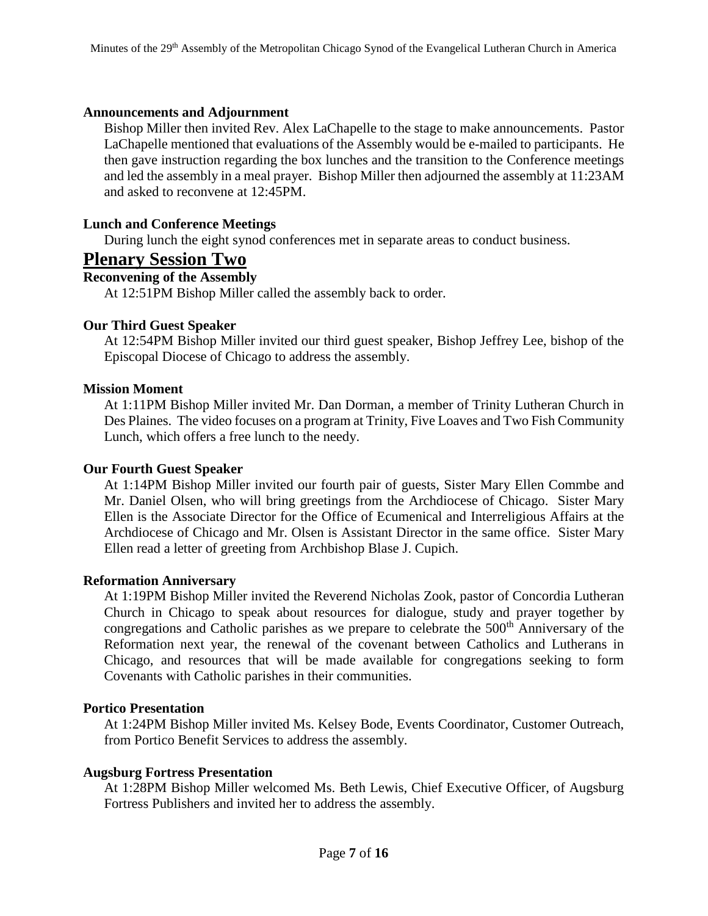### Announcements and Adjournment

Bishop Miller then invited Rev. Alex LaChapelle to the stage to make announcements. Pastor LaChapelle mentioned that evaluations of the Assembly would be e-mailed to participants. He then gave instruction regarding the box lunches and the transition to the Conference meetings and led the assembly in a meal prayer. Bishop Miller then adjourned the assembly at 11:23AM and asked to reconvene at 12:45PM.

### Lunch and Conference Meetings

During lunch the eight synod conferences met in separate areas to conduct business.

## Plenary Session Two

### Reconvening of the Assembly

At 12:51PM Bishop Miller called the assembly back to order.

### Our Third Guest Speaker

At 12:54PM Bishop Miller invited our third guest speaker, Bishop Jeffrey Lee, bishop of the Episcopal Diocese of Chicago to address the assembly.

### Mission Moment

At 1:11PM Bishop Miller invited Mr. Dan Dorman, a member of Trinity Lutheran Church in Des Plaines. The video focuses on a program at Trinity, Five Loaves and Two Fish Community Lunch, which offers a free lunch to the needy.

### Our Fourth Guest Speaker

At 1:14PM Bishop Miller invited our fourth pair of guests, Sister Mary Ellen Commbe and Mr. Daniel Olsen, who will bring greetings from the Archdiocese of Chicago. Sister Mary Ellen is the Associate Director for the Office of Ecumenical and Interreligious Affairs at the Archdiocese of Chicago and Mr. Olsen is Assistant Director in the same office. Sister Mary Ellen read a letter of greeting from Archbishop Blase J. Cupich.

### Reformation Anniversary

At 1:19PM Bishop Miller invited the Reverend Nicholas Zook, pastor of Concordia Lutheran Church in Chicago to speak about resources for dialogue, study and prayer together by congregations and Catholic parishes as we prepare to celebrate the 500th Anniversary of the Reformation next year, the renewal of the covenant between Catholics and Lutherans in Chicago, and resources that will be made available for congregations seeking to form Covenants with Catholic parishes in their communities.

### Portico Presentation

At 1:24PM Bishop Miller invited Ms. Kelsey Bode, Events Coordinator, Customer Outreach, from Portico Benefit Services to address the assembly.

### Augsburg Fortress Presentation

At 1:28PM Bishop Miller welcomed Ms. Beth Lewis, Chief Executive Officer, of Augsburg Fortress Publishers and invited her to address the assembly.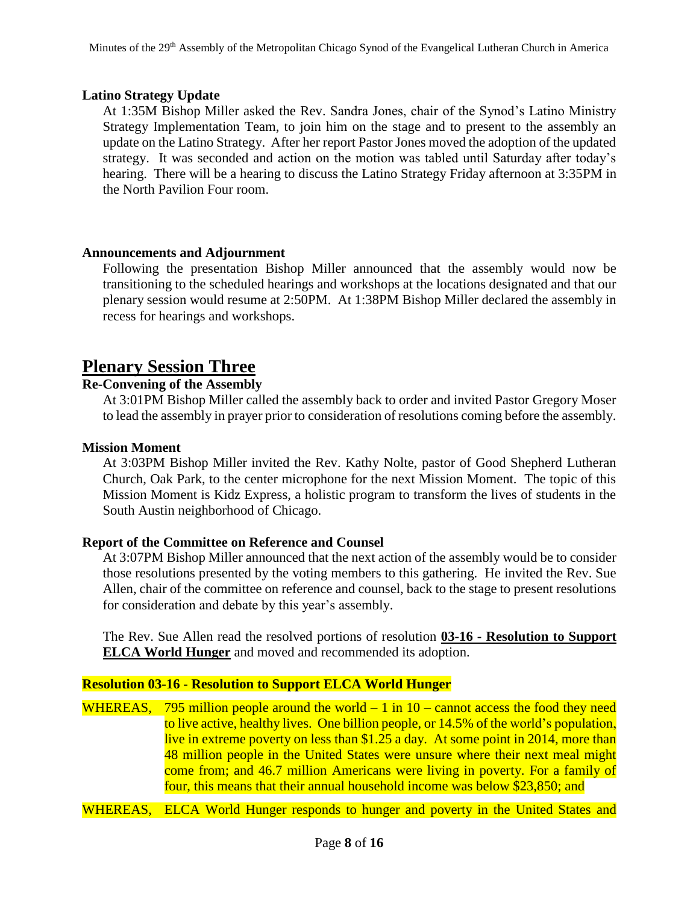#### Latino Strategy Update

At 1:35M Bishop Miller asked the Rev. Sandra Jones, chair of the Synod's Latino Ministry Strategy Implementation Team, to join him on the stage and to present to the assembly an update on the Latino Strategy. After her report Pastor Jones moved the adoption of the updated strategy. It was seconded and action on the motion was tabled until Saturday after today's hearing. There will be a hearing to discuss the Latino Strategy Friday afternoon at 3:35PM in the North Pavilion Four room.

#### Announcements and Adjournment

Following the presentation Bishop Miller announced that the assembly would now be transitioning to the scheduled hearings and workshops at the locations designated and that our plenary session would resume at 2:50PM. At 1:38PM Bishop Miller declared the assembly in recess for hearings and workshops.

## Plenary Session Three

#### Re-Convening of the Assembly

At 3:01PM Bishop Miller called the assembly back to order and invited Pastor Gregory Moser to lead the assembly in prayer prior to consideration of resolutions coming before the assembly.

#### Mission Moment

At 3:03PM Bishop Miller invited the Rev. Kathy Nolte, pastor of Good Shepherd Lutheran Church, Oak Park, to the center microphone for the next Mission Moment. The topic of this Mission Moment is Kidz Express, a holistic program to transform the lives of students in the South Austin neighborhood of Chicago.

#### Report of the Committee on Reference and Counsel

At 3:07PM Bishop Miller announced that the next action of the assembly would be to consider those resolutions presented by the voting members to this gathering. He invited the Rev. Sue Allen, chair of the committee on reference and counsel, back to the stage to present resolutions for consideration and debate by this year's assembly.

The Rev. Sue Allen read the resolved portions of resolution **03-16 - Resolution to Support ELCA World Hunger** and moved and recommended its adoption.

#### Resolution 03-16 - Resolution to Support ELCA World Hunger

WHEREAS, 795 million people around the world – 1 in 10 – cannot access the food they need to live active, healthy lives. One billion people, or 14.5% of the world's population, live in extreme poverty on less than $1.25 a day. At some point in 2014, more than 48 million people in the United States were unsure where their next meal might come from; and 46.7 million Americans were living in poverty. For a family of four, this means that their annual household income was below $23,850; and

WHEREAS, ELCA World Hunger responds to hunger and poverty in the United States and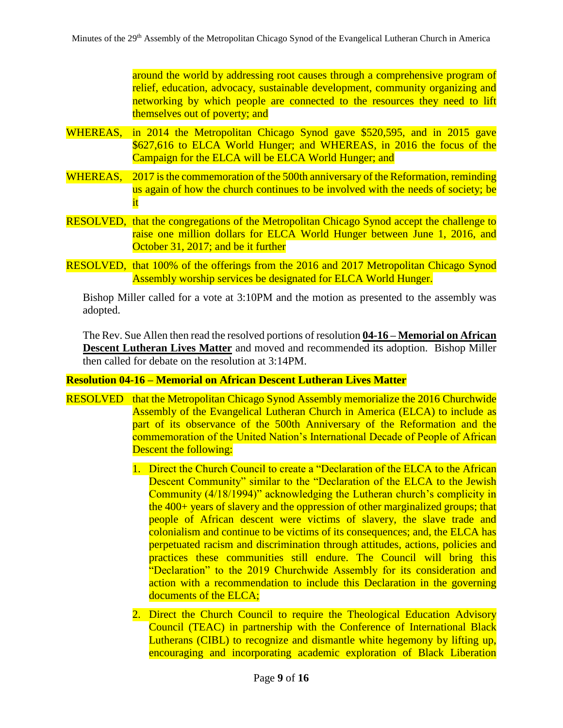around the world by addressing root causes through a comprehensive program of relief, education, advocacy, sustainable development, community organizing and networking by which people are connected to the resources they need to lift themselves out of poverty; and

WHEREAS, in 2014 the Metropolitan Chicago Synod gave $520,595, and in 2015 gave $627,616 to ELCA World Hunger; and WHEREAS, in 2016 the focus of the Campaign for the ELCA will be ELCA World Hunger; and

WHEREAS, 2017 is the commemoration of the 500th anniversary of the Reformation, reminding us again of how the church continues to be involved with the needs of society; be it

RESOLVED, that the congregations of the Metropolitan Chicago Synod accept the challenge to raise one million dollars for ELCA World Hunger between June 1, 2016, and October 31, 2017; and be it further

RESOLVED, that 100% of the offerings from the 2016 and 2017 Metropolitan Chicago Synod Assembly worship services be designated for ELCA World Hunger.

Bishop Miller called for a vote at 3:10PM and the motion as presented to the assembly was adopted.

The Rev. Sue Allen then read the resolved portions of resolution **04-16 – Memorial on African Descent Lutheran Lives Matter** and moved and recommended its adoption. Bishop Miller then called for debate on the resolution at 3:14PM.

**Resolution 04-16 – Memorial on African Descent Lutheran Lives Matter**

RESOLVED that the Metropolitan Chicago Synod Assembly memorialize the 2016 Churchwide Assembly of the Evangelical Lutheran Church in America (ELCA) to include as part of its observance of the 500th Anniversary of the Reformation and the commemoration of the United Nation's International Decade of People of African Descent the following:

1. Direct the Church Council to create a "Declaration of the ELCA to the African Descent Community" similar to the "Declaration of the ELCA to the Jewish Community (4/18/1994)" acknowledging the Lutheran church's complicity in the 400+ years of slavery and the oppression of other marginalized groups; that people of African descent were victims of slavery, the slave trade and colonialism and continue to be victims of its consequences; and, the ELCA has perpetuated racism and discrimination through attitudes, actions, policies and practices these communities still endure. The Council will bring this "Declaration" to the 2019 Churchwide Assembly for its consideration and action with a recommendation to include this Declaration in the governing documents of the ELCA;
2. Direct the Church Council to require the Theological Education Advisory Council (TEAC) in partnership with the Conference of International Black Lutherans (CIBL) to recognize and dismantle white hegemony by lifting up, encouraging and incorporating academic exploration of Black Liberation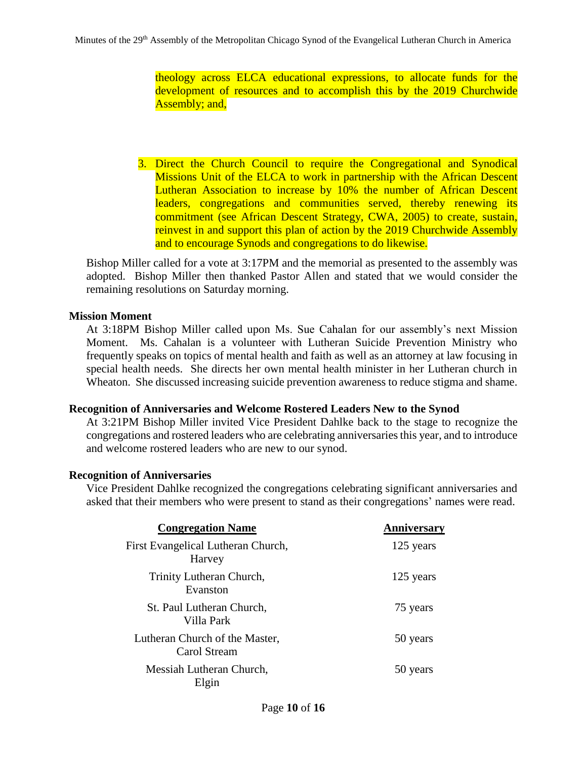theology across ELCA educational expressions, to allocate funds for the development of resources and to accomplish this by the 2019 Churchwide Assembly; and,

3. Direct the Church Council to require the Congregational and Synodical Missions Unit of the ELCA to work in partnership with the African Descent Lutheran Association to increase by 10% the number of African Descent leaders, congregations and communities served, thereby renewing its commitment (see African Descent Strategy, CWA, 2005) to create, sustain, reinvest in and support this plan of action by the 2019 Churchwide Assembly and to encourage Synods and congregations to do likewise.

Bishop Miller called for a vote at 3:17PM and the memorial as presented to the assembly was adopted. Bishop Miller then thanked Pastor Allen and stated that we would consider the remaining resolutions on Saturday morning.

**Mission Moment**

At 3:18PM Bishop Miller called upon Ms. Sue Cahalan for our assembly's next Mission Moment. Ms. Cahalan is a volunteer with Lutheran Suicide Prevention Ministry who frequently speaks on topics of mental health and faith as well as an attorney at law focusing in special health needs. She directs her own mental health minister in her Lutheran church in Wheaton. She discussed increasing suicide prevention awareness to reduce stigma and shame.

**Recognition of Anniversaries and Welcome Rostered Leaders New to the Synod**

At 3:21PM Bishop Miller invited Vice President Dahlke back to the stage to recognize the congregations and rostered leaders who are celebrating anniversaries this year, and to introduce and welcome rostered leaders who are new to our synod.

**Recognition of Anniversaries**

Vice President Dahlke recognized the congregations celebrating significant anniversaries and asked that their members who were present to stand as their congregations' names were read.

| Congregation Name | Anniversary |
|---|---|
| First Evangelical Lutheran Church, Harvey | 125 years |
| Trinity Lutheran Church, Evanston | 125 years |
| St. Paul Lutheran Church, Villa Park | 75 years |
| Lutheran Church of the Master, Carol Stream | 50 years |
| Messiah Lutheran Church, Elgin | 50 years |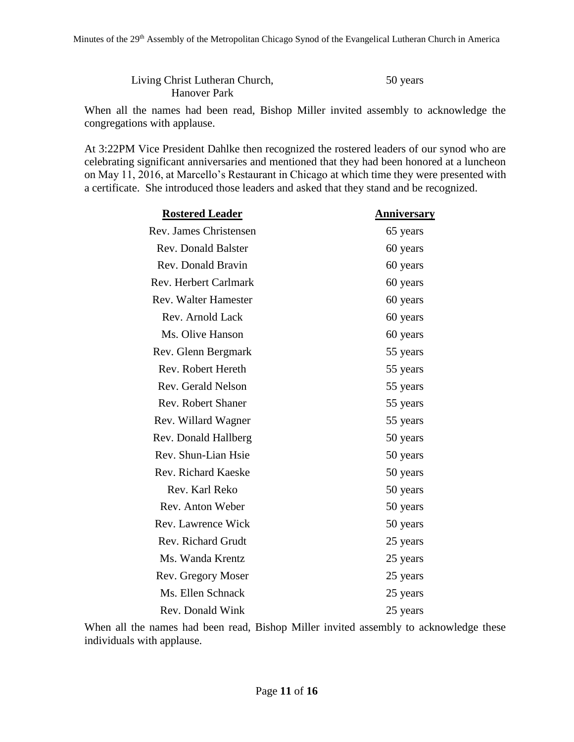| Living Christ Lutheran Church, Hanover Park | 50 years |
|---|---|

When all the names had been read, Bishop Miller invited assembly to acknowledge the congregations with applause.

At 3:22PM Vice President Dahlke then recognized the rostered leaders of our synod who are celebrating significant anniversaries and mentioned that they had been honored at a luncheon on May 11, 2016, at Marcello's Restaurant in Chicago at which time they were presented with a certificate. She introduced those leaders and asked that they stand and be recognized.

| **Rostered Leader** | **Anniversary** |
|---|---|
| Rev. James Christensen | 65 years |
| Rev. Donald Balster | 60 years |
| Rev. Donald Bravin | 60 years |
| Rev. Herbert Carlmark | 60 years |
| Rev. Walter Hamester | 60 years |
| Rev. Arnold Lack | 60 years |
| Ms. Olive Hanson | 60 years |
| Rev. Glenn Bergmark | 55 years |
| Rev. Robert Hereth | 55 years |
| Rev. Gerald Nelson | 55 years |
| Rev. Robert Shaner | 55 years |
| Rev. Willard Wagner | 55 years |
| Rev. Donald Hallberg | 50 years |
| Rev. Shun-Lian Hsie | 50 years |
| Rev. Richard Kaeske | 50 years |
| Rev. Karl Reko | 50 years |
| Rev. Anton Weber | 50 years |
| Rev. Lawrence Wick | 50 years |
| Rev. Richard Grudt | 25 years |
| Ms. Wanda Krentz | 25 years |
| Rev. Gregory Moser | 25 years |
| Ms. Ellen Schnack | 25 years |
| Rev. Donald Wink | 25 years |

When all the names had been read, Bishop Miller invited assembly to acknowledge these individuals with applause.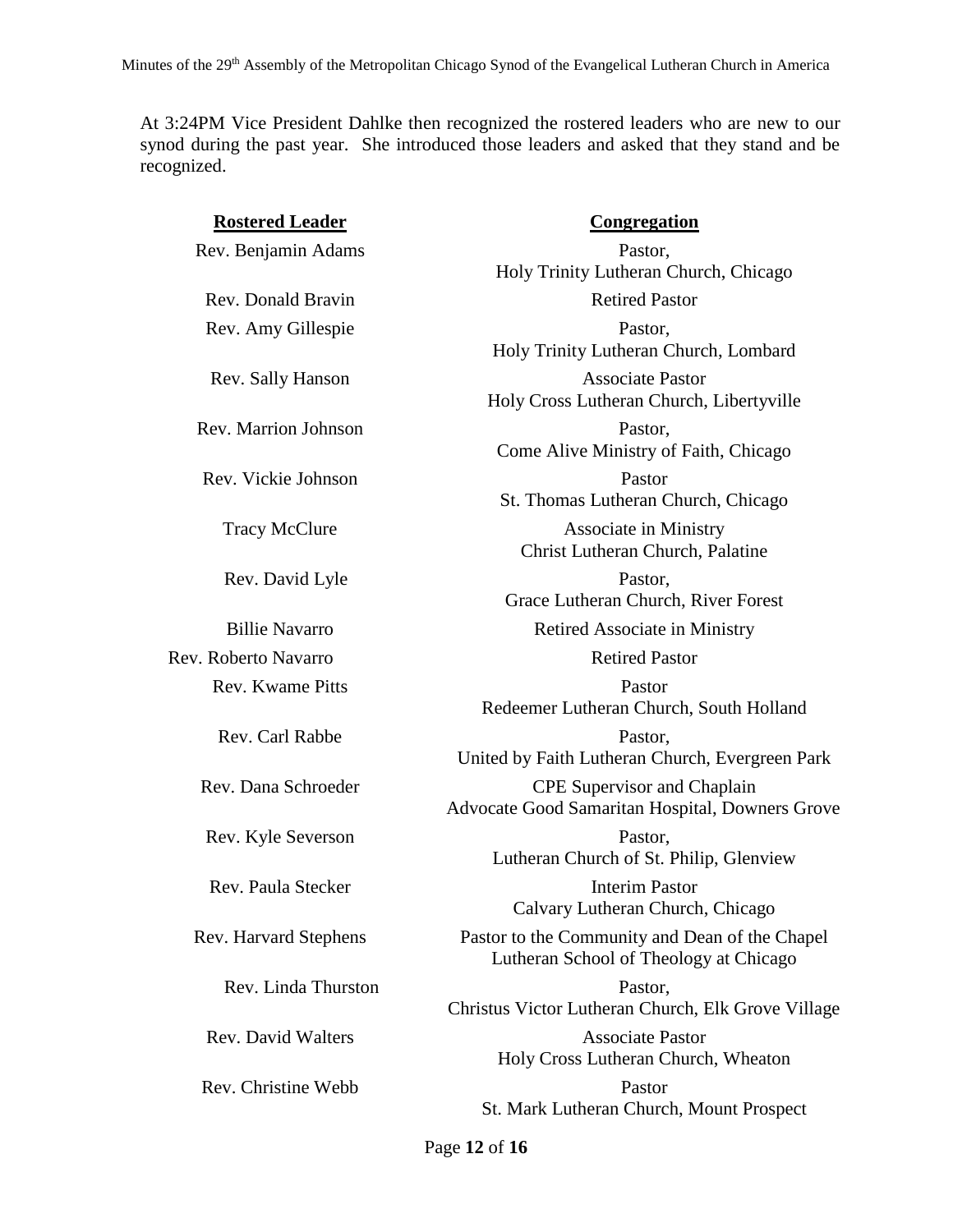At 3:24PM Vice President Dahlke then recognized the rostered leaders who are new to our synod during the past year. She introduced those leaders and asked that they stand and be recognized.

| Rostered Leader | Congregation |
| --- | --- |
| Rev. Benjamin Adams | Pastor, Holy Trinity Lutheran Church, Chicago |
| Rev. Donald Bravin | Retired Pastor |
| Rev. Amy Gillespie | Pastor, Holy Trinity Lutheran Church, Lombard |
| Rev. Sally Hanson | Associate Pastor Holy Cross Lutheran Church, Libertyville |
| Rev. Marrion Johnson | Pastor, Come Alive Ministry of Faith, Chicago |
| Rev. Vickie Johnson | Pastor St. Thomas Lutheran Church, Chicago |
| Tracy McClure | Associate in Ministry Christ Lutheran Church, Palatine |
| Rev. David Lyle | Pastor, Grace Lutheran Church, River Forest |
| Billie Navarro | Retired Associate in Ministry |
| Rev. Roberto Navarro | Retired Pastor |
| Rev. Kwame Pitts | Pastor Redeemer Lutheran Church, South Holland |
| Rev. Carl Rabbe | Pastor, United by Faith Lutheran Church, Evergreen Park |
| Rev. Dana Schroeder | CPE Supervisor and Chaplain Advocate Good Samaritan Hospital, Downers Grove |
| Rev. Kyle Severson | Pastor, Lutheran Church of St. Philip, Glenview |
| Rev. Paula Stecker | Interim Pastor Calvary Lutheran Church, Chicago |
| Rev. Harvard Stephens | Pastor to the Community and Dean of the Chapel Lutheran School of Theology at Chicago |
| Rev. Linda Thurston | Pastor, Christus Victor Lutheran Church, Elk Grove Village |
| Rev. David Walters | Associate Pastor Holy Cross Lutheran Church, Wheaton |
| Rev. Christine Webb | Pastor St. Mark Lutheran Church, Mount Prospect |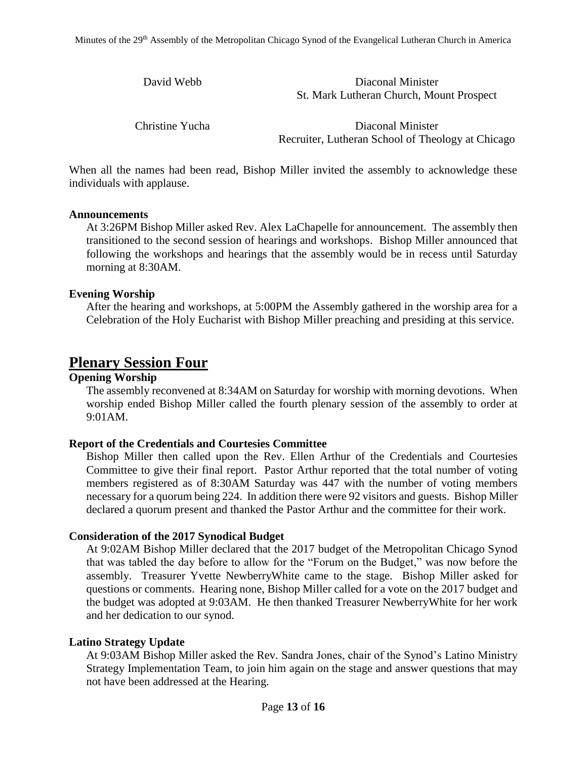| | |
|---|---|
| David Webb | Diaconal Minister<br>St. Mark Lutheran Church, Mount Prospect |
| Christine Yucha | Diaconal Minister<br>Recruiter, Lutheran School of Theology at Chicago |

When all the names had been read, Bishop Miller invited the assembly to acknowledge these individuals with applause.

### Announcements

At 3:26PM Bishop Miller asked Rev. Alex LaChapelle for announcement. The assembly then transitioned to the second session of hearings and workshops. Bishop Miller announced that following the workshops and hearings that the assembly would be in recess until Saturday morning at 8:30AM.

### Evening Worship

After the hearing and workshops, at 5:00PM the Assembly gathered in the worship area for a Celebration of the Holy Eucharist with Bishop Miller preaching and presiding at this service.

## Plenary Session Four

### Opening Worship

The assembly reconvened at 8:34AM on Saturday for worship with morning devotions. When worship ended Bishop Miller called the fourth plenary session of the assembly to order at 9:01AM.

### Report of the Credentials and Courtesies Committee

Bishop Miller then called upon the Rev. Ellen Arthur of the Credentials and Courtesies Committee to give their final report. Pastor Arthur reported that the total number of voting members registered as of 8:30AM Saturday was 447 with the number of voting members necessary for a quorum being 224. In addition there were 92 visitors and guests. Bishop Miller declared a quorum present and thanked the Pastor Arthur and the committee for their work.

### Consideration of the 2017 Synodical Budget

At 9:02AM Bishop Miller declared that the 2017 budget of the Metropolitan Chicago Synod that was tabled the day before to allow for the "Forum on the Budget," was now before the assembly. Treasurer Yvette NewberryWhite came to the stage. Bishop Miller asked for questions or comments. Hearing none, Bishop Miller called for a vote on the 2017 budget and the budget was adopted at 9:03AM. He then thanked Treasurer NewberryWhite for her work and her dedication to our synod.

### Latino Strategy Update

At 9:03AM Bishop Miller asked the Rev. Sandra Jones, chair of the Synod's Latino Ministry Strategy Implementation Team, to join him again on the stage and answer questions that may not have been addressed at the Hearing.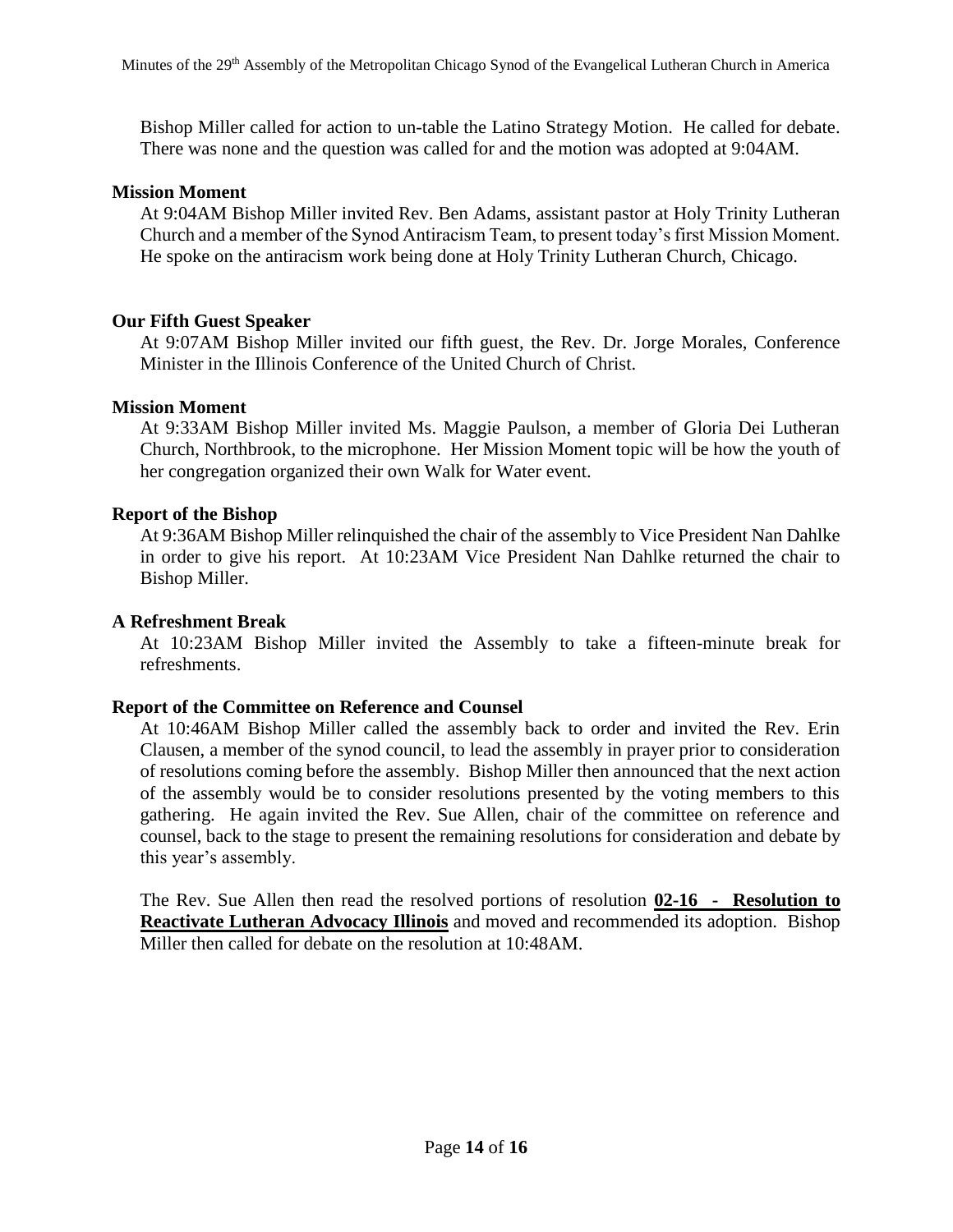Bishop Miller called for action to un-table the Latino Strategy Motion. He called for debate. There was none and the question was called for and the motion was adopted at 9:04AM.

**Mission Moment**

At 9:04AM Bishop Miller invited Rev. Ben Adams, assistant pastor at Holy Trinity Lutheran Church and a member of the Synod Antiracism Team, to present today's first Mission Moment. He spoke on the antiracism work being done at Holy Trinity Lutheran Church, Chicago.

**Our Fifth Guest Speaker**

At 9:07AM Bishop Miller invited our fifth guest, the Rev. Dr. Jorge Morales, Conference Minister in the Illinois Conference of the United Church of Christ.

**Mission Moment**

At 9:33AM Bishop Miller invited Ms. Maggie Paulson, a member of Gloria Dei Lutheran Church, Northbrook, to the microphone. Her Mission Moment topic will be how the youth of her congregation organized their own Walk for Water event.

**Report of the Bishop**

At 9:36AM Bishop Miller relinquished the chair of the assembly to Vice President Nan Dahlke in order to give his report. At 10:23AM Vice President Nan Dahlke returned the chair to Bishop Miller.

**A Refreshment Break**

At 10:23AM Bishop Miller invited the Assembly to take a fifteen-minute break for refreshments.

**Report of the Committee on Reference and Counsel**

At 10:46AM Bishop Miller called the assembly back to order and invited the Rev. Erin Clausen, a member of the synod council, to lead the assembly in prayer prior to consideration of resolutions coming before the assembly. Bishop Miller then announced that the next action of the assembly would be to consider resolutions presented by the voting members to this gathering. He again invited the Rev. Sue Allen, chair of the committee on reference and counsel, back to the stage to present the remaining resolutions for consideration and debate by this year's assembly.

The Rev. Sue Allen then read the resolved portions of resolution **02-16 - Resolution to Reactivate Lutheran Advocacy Illinois** and moved and recommended its adoption. Bishop Miller then called for debate on the resolution at 10:48AM.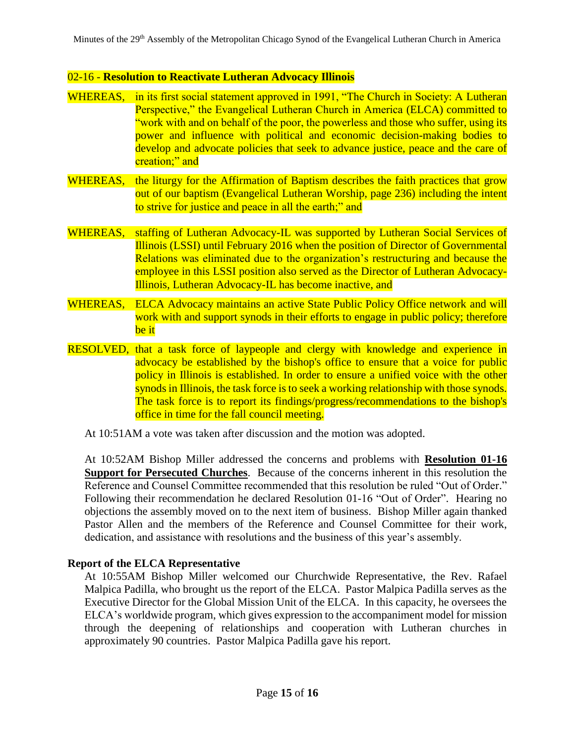02-16 - **Resolution to Reactivate Lutheran Advocacy Illinois**

WHEREAS, in its first social statement approved in 1991, "The Church in Society: A Lutheran Perspective," the Evangelical Lutheran Church in America (ELCA) committed to "work with and on behalf of the poor, the powerless and those who suffer, using its power and influence with political and economic decision-making bodies to develop and advocate policies that seek to advance justice, peace and the care of creation;" and

WHEREAS, the liturgy for the Affirmation of Baptism describes the faith practices that grow out of our baptism (Evangelical Lutheran Worship, page 236) including the intent to strive for justice and peace in all the earth;" and

WHEREAS, staffing of Lutheran Advocacy-IL was supported by Lutheran Social Services of Illinois (LSSI) until February 2016 when the position of Director of Governmental Relations was eliminated due to the organization's restructuring and because the employee in this LSSI position also served as the Director of Lutheran Advocacy-Illinois, Lutheran Advocacy-IL has become inactive, and

WHEREAS, ELCA Advocacy maintains an active State Public Policy Office network and will work with and support synods in their efforts to engage in public policy; therefore be it

RESOLVED, that a task force of laypeople and clergy with knowledge and experience in advocacy be established by the bishop's office to ensure that a voice for public policy in Illinois is established. In order to ensure a unified voice with the other synods in Illinois, the task force is to seek a working relationship with those synods. The task force is to report its findings/progress/recommendations to the bishop's office in time for the fall council meeting.

At 10:51AM a vote was taken after discussion and the motion was adopted.

At 10:52AM Bishop Miller addressed the concerns and problems with **Resolution 01-16 Support for Persecuted Churches**. Because of the concerns inherent in this resolution the Reference and Counsel Committee recommended that this resolution be ruled "Out of Order." Following their recommendation he declared Resolution 01-16 "Out of Order". Hearing no objections the assembly moved on to the next item of business. Bishop Miller again thanked Pastor Allen and the members of the Reference and Counsel Committee for their work, dedication, and assistance with resolutions and the business of this year's assembly.

**Report of the ELCA Representative**

At 10:55AM Bishop Miller welcomed our Churchwide Representative, the Rev. Rafael Malpica Padilla, who brought us the report of the ELCA. Pastor Malpica Padilla serves as the Executive Director for the Global Mission Unit of the ELCA. In this capacity, he oversees the ELCA's worldwide program, which gives expression to the accompaniment model for mission through the deepening of relationships and cooperation with Lutheran churches in approximately 90 countries. Pastor Malpica Padilla gave his report.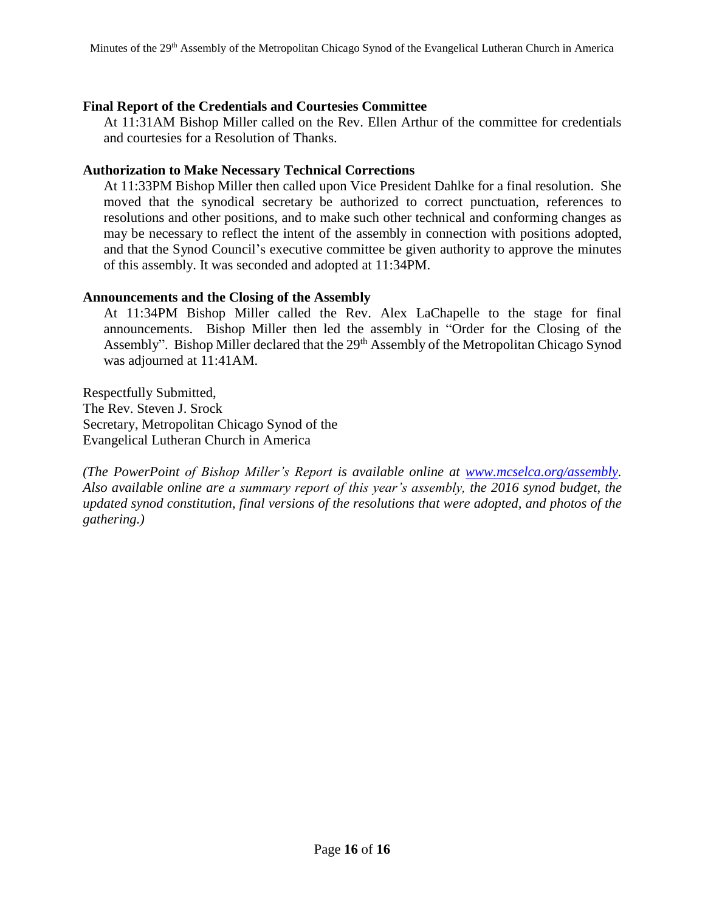### Final Report of the Credentials and Courtesies Committee

At 11:31AM Bishop Miller called on the Rev. Ellen Arthur of the committee for credentials and courtesies for a Resolution of Thanks.

### Authorization to Make Necessary Technical Corrections

At 11:33PM Bishop Miller then called upon Vice President Dahlke for a final resolution. She moved that the synodical secretary be authorized to correct punctuation, references to resolutions and other positions, and to make such other technical and conforming changes as may be necessary to reflect the intent of the assembly in connection with positions adopted, and that the Synod Council's executive committee be given authority to approve the minutes of this assembly. It was seconded and adopted at 11:34PM.

### Announcements and the Closing of the Assembly

At 11:34PM Bishop Miller called the Rev. Alex LaChapelle to the stage for final announcements. Bishop Miller then led the assembly in "Order for the Closing of the Assembly". Bishop Miller declared that the 29th Assembly of the Metropolitan Chicago Synod was adjourned at 11:41AM.

Respectfully Submitted,
The Rev. Steven J. Srock
Secretary, Metropolitan Chicago Synod of the
Evangelical Lutheran Church in America

*(The PowerPoint of Bishop Miller's Report is available online at [www.mcselca.org/assembly](www.mcselca.org/assembly). Also available online are a summary report of this year's assembly, the 2016 synod budget, the updated synod constitution, final versions of the resolutions that were adopted, and photos of the gathering.)*